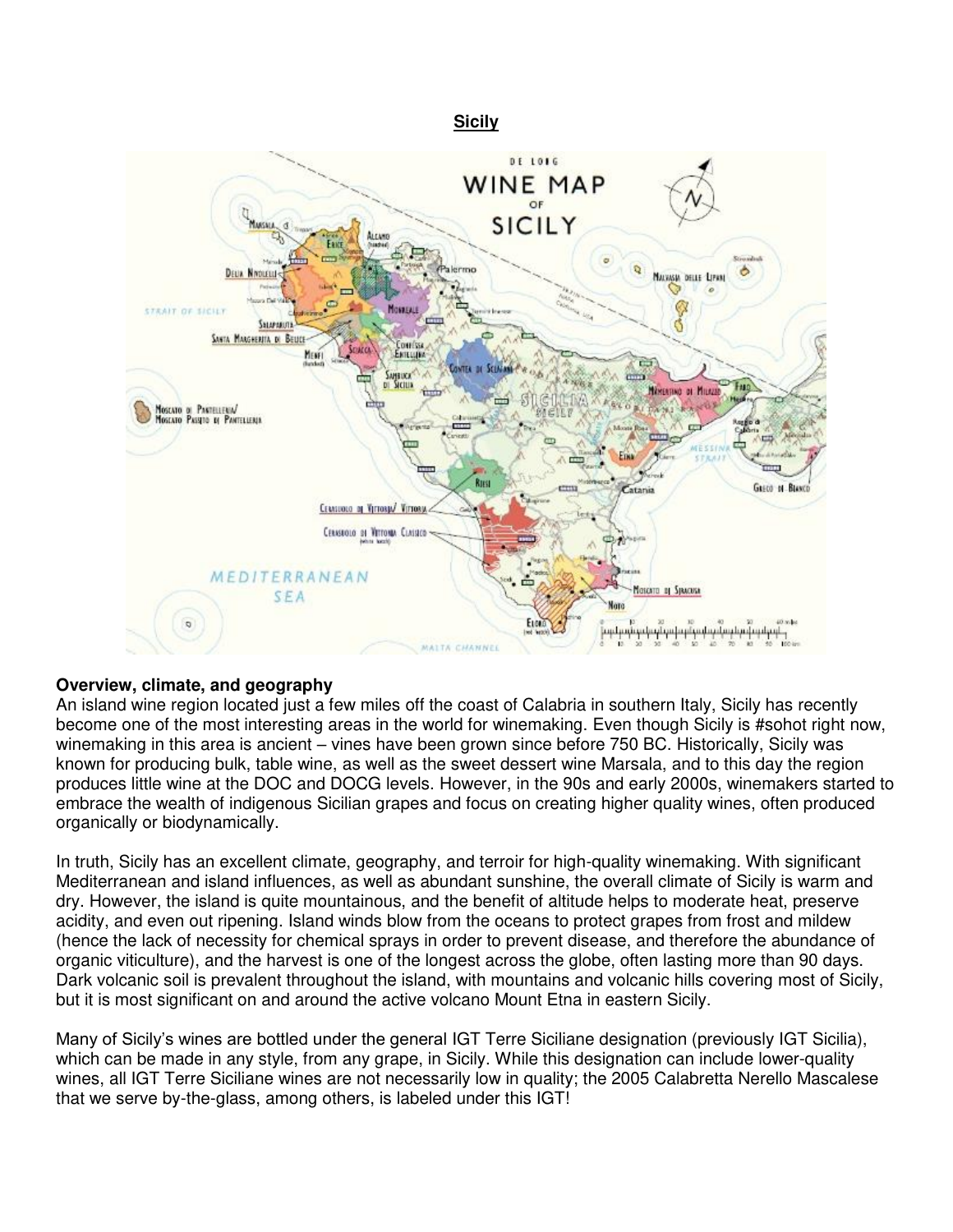# Sicily

## Overview, climate, and geography

An island wine region located just a few miles off the coast of Calabria in southern Italy, Sicily has recently become one of the most interesting areas in the world for winemaking. Even though Sicily is #sohot right now, winemaking in this area is ancient – vines have been grown since before 750 BC. Historically, Sicily was known for producing bulk, table wine, as well as the sweet dessert wine Marsala, and to this day the region produces little wine at the DOC and DOCG levels. However, in the 90s and early 2000s, winemakers started to embrace the wealth of indigenous Sicilian grapes and focus on creating higher quality wines, often produced organically or biodynamically.

In truth, Sicily has an excellent climate, geography, and terroir for high-quality winemaking. With significant Mediterranean and island influences, as well as abundant sunshine, the overall climate of Sicily is warm and dry. However, the island is quite mountainous, and the benefit of altitude helps to moderate heat, preserve acidity, and even out ripening. Island winds blow from the oceans to protect grapes from frost and mildew (hence the lack of necessity for chemical sprays in order to prevent disease, and therefore the abundance of organic viticulture), and the harvest is one of the longest across the globe, often lasting more than 90 days. Dark volcanic soil is prevalent throughout the island, with mountains and volcanic hills covering most of Sicily, but it is most significant on and around the active volcano Mount Etna in eastern Sicily.

Many of Sicily's wines are bottled under the general IGT Terre Siciliane designation (previously IGT Sicilia), which can be made in any style, from any grape, in Sicily. While this designation can include lower-quality wines, all IGT Terre Siciliane wines are not necessarily low in quality; the 2005 Calabretta Nerello Mascalese that we serve by-the-glass, among others, is labeled under this IGT!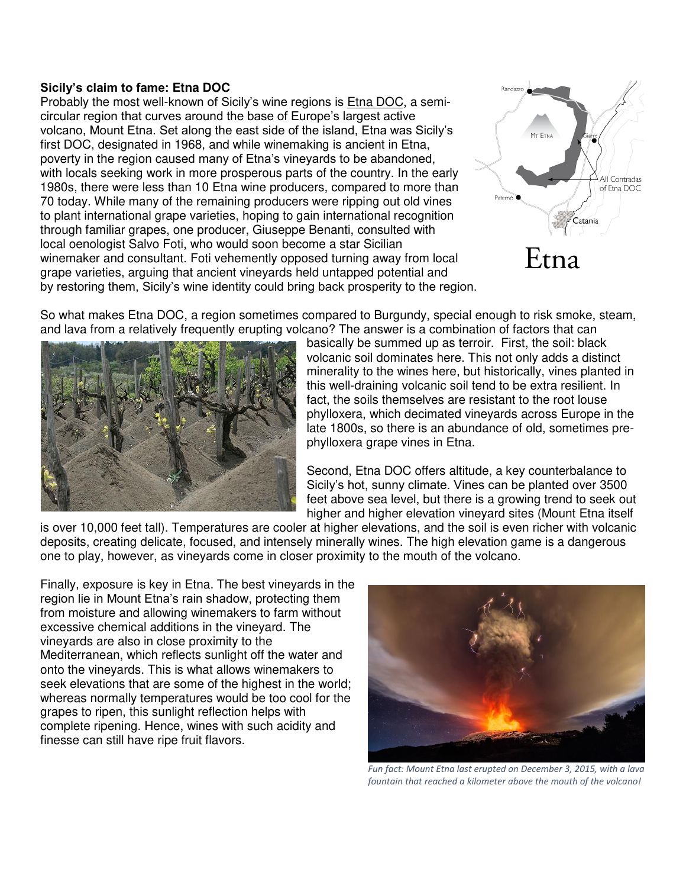**Sicily's claim to fame: Etna DOC**

Probably the most well-known of Sicily's wine regions is Etna DOC, a semi-circular region that curves around the base of Europe's largest active volcano, Mount Etna. Set along the east side of the island, Etna was Sicily's first DOC, designated in 1968, and while winemaking is ancient in Etna, poverty in the region caused many of Etna's vineyards to be abandoned, with locals seeking work in more prosperous parts of the country. In the early 1980s, there were less than 10 Etna wine producers, compared to more than 70 today. While many of the remaining producers were ripping out old vines to plant international grape varieties, hoping to gain international recognition through familiar grapes, one producer, Giuseppe Benanti, consulted with local oenologist Salvo Foti, who would soon become a star Sicilian winemaker and consultant. Foti vehemently opposed turning away from local grape varieties, arguing that ancient vineyards held untapped potential and by restoring them, Sicily's wine identity could bring back prosperity to the region.

So what makes Etna DOC, a region sometimes compared to Burgundy, special enough to risk smoke, steam, and lava from a relatively frequently erupting volcano? The answer is a combination of factors that can basically be summed up as terroir. First, the soil: black volcanic soil dominates here. This not only adds a distinct minerality to the wines here, but historically, vines planted in this well-draining volcanic soil tend to be extra resilient. In fact, the soils themselves are resistant to the root louse phylloxera, which decimated vineyards across Europe in the late 1800s, so there is an abundance of old, sometimes pre-phylloxera grape vines in Etna.

Second, Etna DOC offers altitude, a key counterbalance to Sicily's hot, sunny climate. Vines can be planted over 3500 feet above sea level, but there is a growing trend to seek out higher and higher elevation vineyard sites (Mount Etna itself is over 10,000 feet tall). Temperatures are cooler at higher elevations, and the soil is even richer with volcanic deposits, creating delicate, focused, and intensely minerally wines. The high elevation game is a dangerous one to play, however, as vineyards come in closer proximity to the mouth of the volcano.

Finally, exposure is key in Etna. The best vineyards in the region lie in Mount Etna's rain shadow, protecting them from moisture and allowing winemakers to farm without excessive chemical additions in the vineyard. The vineyards are also in close proximity to the Mediterranean, which reflects sunlight off the water and onto the vineyards. This is what allows winemakers to seek elevations that are some of the highest in the world; whereas normally temperatures would be too cool for the grapes to ripen, this sunlight reflection helps with complete ripening. Hence, wines with such acidity and finesse can still have ripe fruit flavors.

*Fun fact: Mount Etna last erupted on December 3, 2015, with a lava fountain that reached a kilometer above the mouth of the volcano!*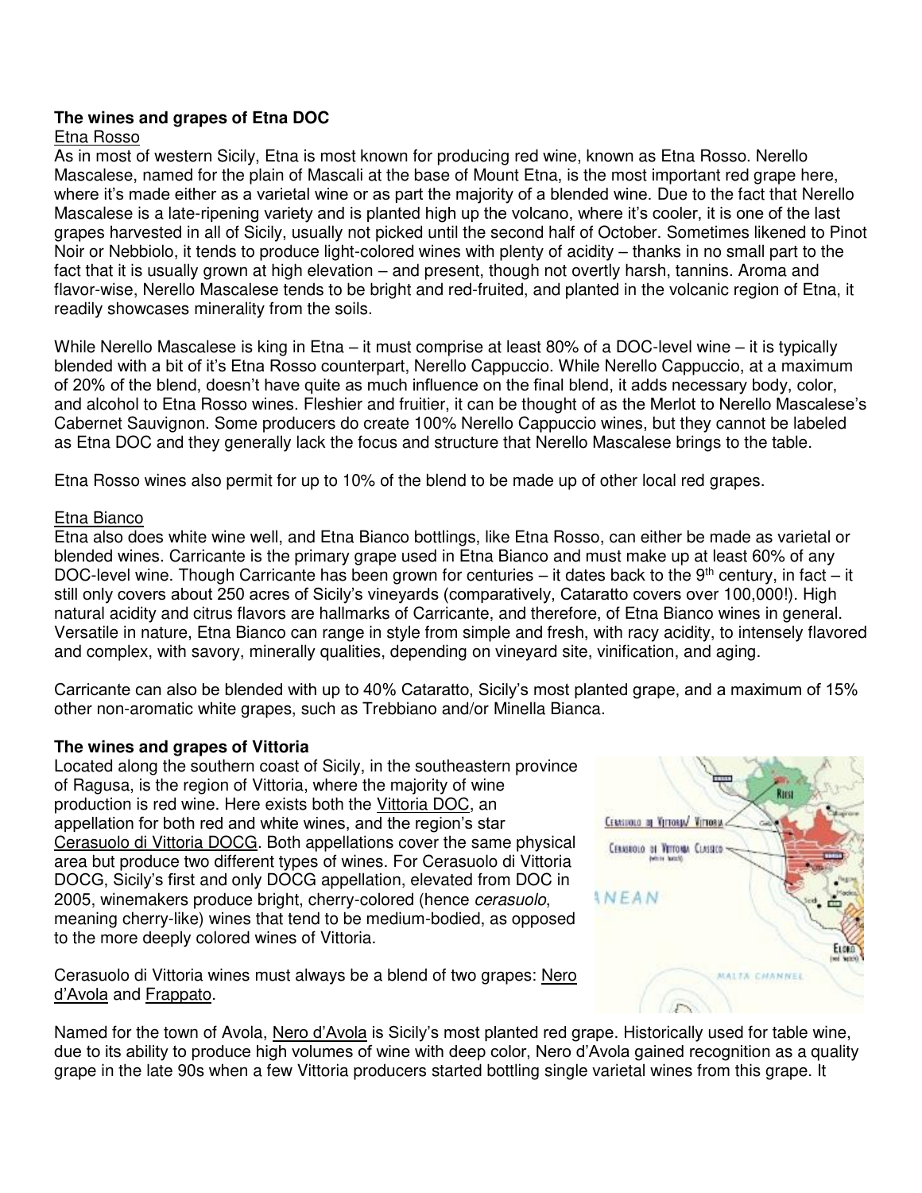**The wines and grapes of Etna DOC**

Etna Rosso

As in most of western Sicily, Etna is most known for producing red wine, known as Etna Rosso. Nerello Mascalese, named for the plain of Mascali at the base of Mount Etna, is the most important red grape here, where it's made either as a varietal wine or as part the majority of a blended wine. Due to the fact that Nerello Mascalese is a late-ripening variety and is planted high up the volcano, where it's cooler, it is one of the last grapes harvested in all of Sicily, usually not picked until the second half of October. Sometimes likened to Pinot Noir or Nebbiolo, it tends to produce light-colored wines with plenty of acidity – thanks in no small part to the fact that it is usually grown at high elevation – and present, though not overtly harsh, tannins. Aroma and flavor-wise, Nerello Mascalese tends to be bright and red-fruited, and planted in the volcanic region of Etna, it readily showcases minerality from the soils.

While Nerello Mascalese is king in Etna – it must comprise at least 80% of a DOC-level wine – it is typically blended with a bit of it's Etna Rosso counterpart, Nerello Cappuccio. While Nerello Cappuccio, at a maximum of 20% of the blend, doesn't have quite as much influence on the final blend, it adds necessary body, color, and alcohol to Etna Rosso wines. Fleshier and fruitier, it can be thought of as the Merlot to Nerello Mascalese's Cabernet Sauvignon. Some producers do create 100% Nerello Cappuccio wines, but they cannot be labeled as Etna DOC and they generally lack the focus and structure that Nerello Mascalese brings to the table.

Etna Rosso wines also permit for up to 10% of the blend to be made up of other local red grapes.

Etna Bianco

Etna also does white wine well, and Etna Bianco bottlings, like Etna Rosso, can either be made as varietal or blended wines. Carricante is the primary grape used in Etna Bianco and must make up at least 60% of any DOC-level wine. Though Carricante has been grown for centuries – it dates back to the 9th century, in fact – it still only covers about 250 acres of Sicily's vineyards (comparatively, Cataratto covers over 100,000!). High natural acidity and citrus flavors are hallmarks of Carricante, and therefore, of Etna Bianco wines in general. Versatile in nature, Etna Bianco can range in style from simple and fresh, with racy acidity, to intensely flavored and complex, with savory, minerally qualities, depending on vineyard site, vinification, and aging.

Carricante can also be blended with up to 40% Cataratto, Sicily's most planted grape, and a maximum of 15% other non-aromatic white grapes, such as Trebbiano and/or Minella Bianca.

**The wines and grapes of Vittoria**

Located along the southern coast of Sicily, in the southeastern province of Ragusa, is the region of Vittoria, where the majority of wine production is red wine. Here exists both the Vittoria DOC, an appellation for both red and white wines, and the region's star Cerasuolo di Vittoria DOCG. Both appellations cover the same physical area but produce two different types of wines. For Cerasuolo di Vittoria DOCG, Sicily's first and only DOCG appellation, elevated from DOC in 2005, winemakers produce bright, cherry-colored (hence *cerasuolo*, meaning cherry-like) wines that tend to be medium-bodied, as opposed to the more deeply colored wines of Vittoria.

Cerasuolo di Vittoria wines must always be a blend of two grapes: Nero d'Avola and Frappato.

Named for the town of Avola, Nero d'Avola is Sicily's most planted red grape. Historically used for table wine, due to its ability to produce high volumes of wine with deep color, Nero d'Avola gained recognition as a quality grape in the late 90s when a few Vittoria producers started bottling single varietal wines from this grape. It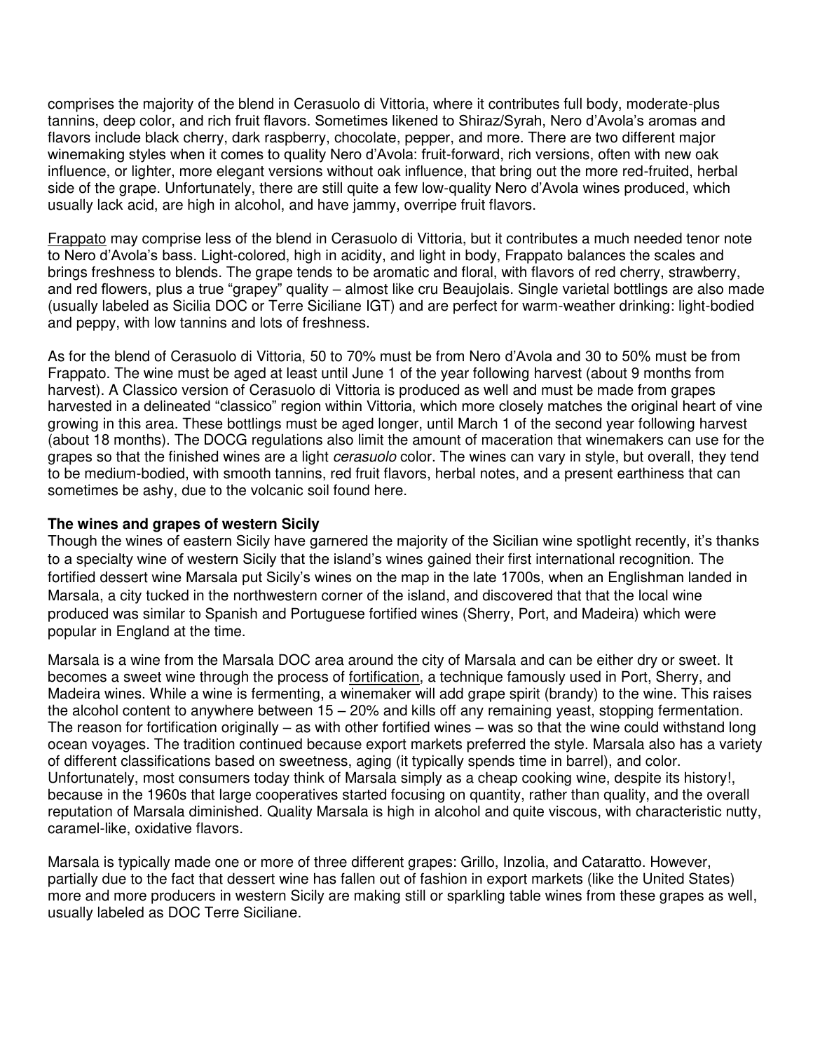comprises the majority of the blend in Cerasuolo di Vittoria, where it contributes full body, moderate-plus tannins, deep color, and rich fruit flavors. Sometimes likened to Shiraz/Syrah, Nero d'Avola's aromas and flavors include black cherry, dark raspberry, chocolate, pepper, and more. There are two different major winemaking styles when it comes to quality Nero d'Avola: fruit-forward, rich versions, often with new oak influence, or lighter, more elegant versions without oak influence, that bring out the more red-fruited, herbal side of the grape. Unfortunately, there are still quite a few low-quality Nero d'Avola wines produced, which usually lack acid, are high in alcohol, and have jammy, overripe fruit flavors.

<u>Frappato</u> may comprise less of the blend in Cerasuolo di Vittoria, but it contributes a much needed tenor note to Nero d'Avola's bass. Light-colored, high in acidity, and light in body, Frappato balances the scales and brings freshness to blends. The grape tends to be aromatic and floral, with flavors of red cherry, strawberry, and red flowers, plus a true "grapey" quality – almost like cru Beaujolais. Single varietal bottlings are also made (usually labeled as Sicilia DOC or Terre Siciliane IGT) and are perfect for warm-weather drinking: light-bodied and peppy, with low tannins and lots of freshness.

As for the blend of Cerasuolo di Vittoria, 50 to 70% must be from Nero d'Avola and 30 to 50% must be from Frappato. The wine must be aged at least until June 1 of the year following harvest (about 9 months from harvest). A Classico version of Cerasuolo di Vittoria is produced as well and must be made from grapes harvested in a delineated "classico" region within Vittoria, which more closely matches the original heart of vine growing in this area. These bottlings must be aged longer, until March 1 of the second year following harvest (about 18 months). The DOCG regulations also limit the amount of maceration that winemakers can use for the grapes so that the finished wines are a light *cerasuolo* color. The wines can vary in style, but overall, they tend to be medium-bodied, with smooth tannins, red fruit flavors, herbal notes, and a present earthiness that can sometimes be ashy, due to the volcanic soil found here.

**The wines and grapes of western Sicily**

Though the wines of eastern Sicily have garnered the majority of the Sicilian wine spotlight recently, it's thanks to a specialty wine of western Sicily that the island's wines gained their first international recognition. The fortified dessert wine Marsala put Sicily's wines on the map in the late 1700s, when an Englishman landed in Marsala, a city tucked in the northwestern corner of the island, and discovered that that the local wine produced was similar to Spanish and Portuguese fortified wines (Sherry, Port, and Madeira) which were popular in England at the time.

Marsala is a wine from the Marsala DOC area around the city of Marsala and can be either dry or sweet. It becomes a sweet wine through the process of <u>fortification</u>, a technique famously used in Port, Sherry, and Madeira wines. While a wine is fermenting, a winemaker will add grape spirit (brandy) to the wine. This raises the alcohol content to anywhere between 15 – 20% and kills off any remaining yeast, stopping fermentation. The reason for fortification originally – as with other fortified wines – was so that the wine could withstand long ocean voyages. The tradition continued because export markets preferred the style. Marsala also has a variety of different classifications based on sweetness, aging (it typically spends time in barrel), and color. Unfortunately, most consumers today think of Marsala simply as a cheap cooking wine, despite its history!, because in the 1960s that large cooperatives started focusing on quantity, rather than quality, and the overall reputation of Marsala diminished. Quality Marsala is high in alcohol and quite viscous, with characteristic nutty, caramel-like, oxidative flavors.

Marsala is typically made one or more of three different grapes: Grillo, Inzolia, and Cataratto. However, partially due to the fact that dessert wine has fallen out of fashion in export markets (like the United States) more and more producers in western Sicily are making still or sparkling table wines from these grapes as well, usually labeled as DOC Terre Siciliane.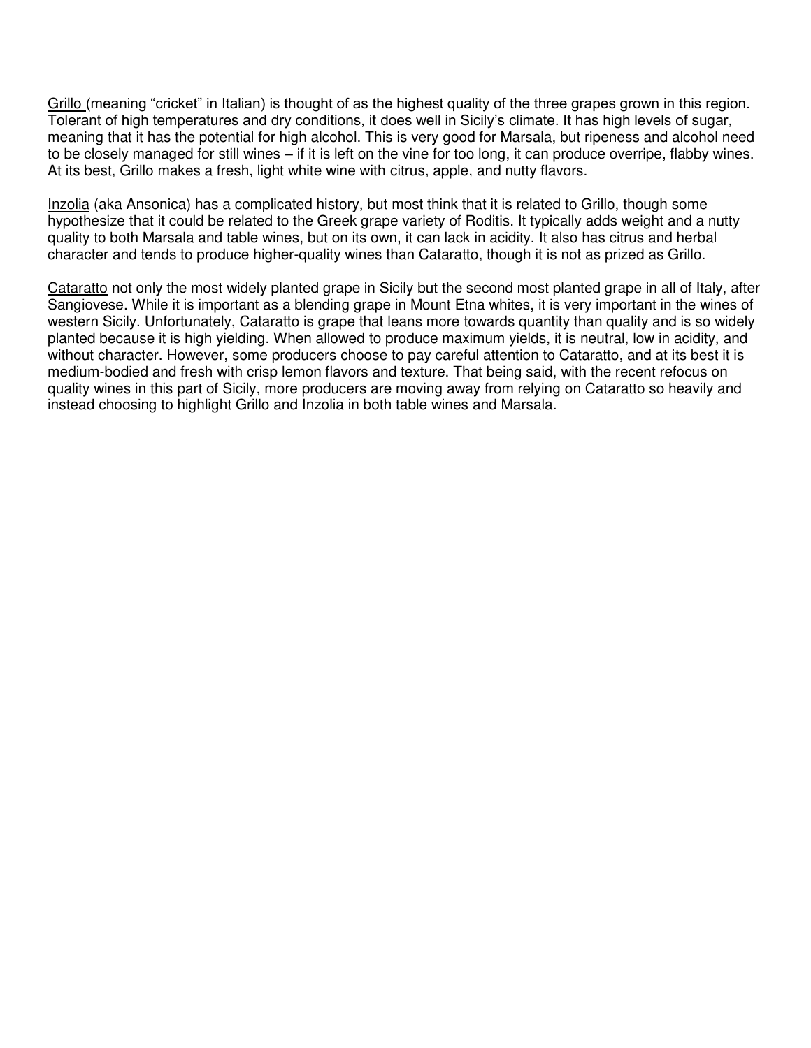<u>Grillo</u> (meaning "cricket" in Italian) is thought of as the highest quality of the three grapes grown in this region. Tolerant of high temperatures and dry conditions, it does well in Sicily's climate. It has high levels of sugar, meaning that it has the potential for high alcohol. This is very good for Marsala, but ripeness and alcohol need to be closely managed for still wines – if it is left on the vine for too long, it can produce overripe, flabby wines. At its best, Grillo makes a fresh, light white wine with citrus, apple, and nutty flavors.

<u>Inzolia</u> (aka Ansonica) has a complicated history, but most think that it is related to Grillo, though some hypothesize that it could be related to the Greek grape variety of Roditis. It typically adds weight and a nutty quality to both Marsala and table wines, but on its own, it can lack in acidity. It also has citrus and herbal character and tends to produce higher-quality wines than Cataratto, though it is not as prized as Grillo.

<u>Cataratto</u> not only the most widely planted grape in Sicily but the second most planted grape in all of Italy, after Sangiovese. While it is important as a blending grape in Mount Etna whites, it is very important in the wines of western Sicily. Unfortunately, Cataratto is grape that leans more towards quantity than quality and is so widely planted because it is high yielding. When allowed to produce maximum yields, it is neutral, low in acidity, and without character. However, some producers choose to pay careful attention to Cataratto, and at its best it is medium-bodied and fresh with crisp lemon flavors and texture. That being said, with the recent refocus on quality wines in this part of Sicily, more producers are moving away from relying on Cataratto so heavily and instead choosing to highlight Grillo and Inzolia in both table wines and Marsala.